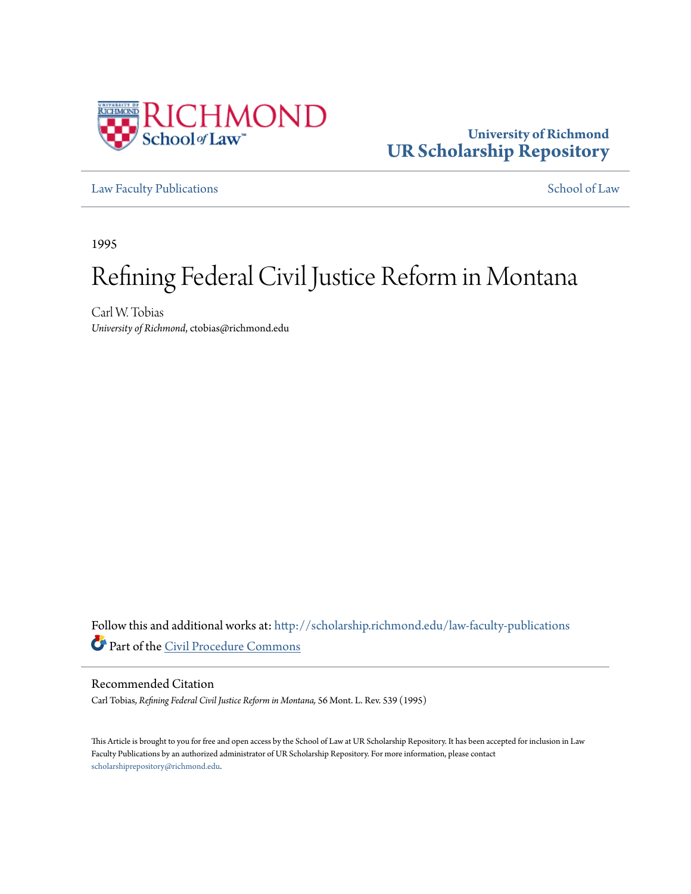University of Richmond
**UR Scholarship Repository**

Law Faculty Publications | School of Law

1995

# Refining Federal Civil Justice Reform in Montana

Carl W. Tobias
*University of Richmond*, ctobias@richmond.edu

Follow this and additional works at: http://scholarship.richmond.edu/law-faculty-publications
Part of the Civil Procedure Commons

## Recommended Citation

Carl Tobias, *Refining Federal Civil Justice Reform in Montana,* 56 Mont. L. Rev. 539 (1995)

This Article is brought to you for free and open access by the School of Law at UR Scholarship Repository. It has been accepted for inclusion in Law Faculty Publications by an authorized administrator of UR Scholarship Repository. For more information, please contact scholarshiprepository@richmond.edu.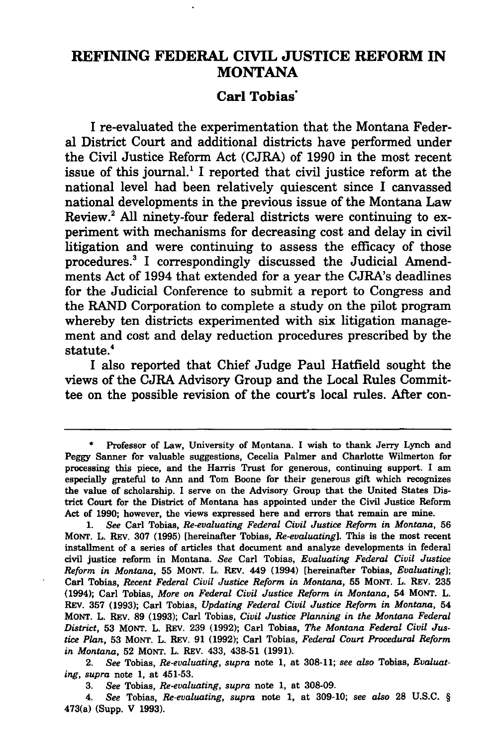# REFINING FEDERAL CIVIL JUSTICE REFORM IN MONTANA

**Carl Tobias***

I re-evaluated the experimentation that the Montana Federal District Court and additional districts have performed under the Civil Justice Reform Act (CJRA) of 1990 in the most recent issue of this journal.[1] I reported that civil justice reform at the national level had been relatively quiescent since I canvassed national developments in the previous issue of the Montana Law Review.[2] All ninety-four federal districts were continuing to experiment with mechanisms for decreasing cost and delay in civil litigation and were continuing to assess the efficacy of those procedures.[3] I correspondingly discussed the Judicial Amendments Act of 1994 that extended for a year the CJRA's deadlines for the Judicial Conference to submit a report to Congress and the RAND Corporation to complete a study on the pilot program whereby ten districts experimented with six litigation management and cost and delay reduction procedures prescribed by the statute.[4]

I also reported that Chief Judge Paul Hatfield sought the views of the CJRA Advisory Group and the Local Rules Committee on the possible revision of the court's local rules. After con-

---

\* Professor of Law, University of Montana. I wish to thank Jerry Lynch and Peggy Sanner for valuable suggestions, Cecelia Palmer and Charlotte Wilmerton for processing this piece, and the Harris Trust for generous, continuing support. I am especially grateful to Ann and Tom Boone for their generous gift which recognizes the value of scholarship. I serve on the Advisory Group that the United States District Court for the District of Montana has appointed under the Civil Justice Reform Act of 1990; however, the views expressed here and errors that remain are mine.

1. *See* Carl Tobias, *Re-evaluating Federal Civil Justice Reform in Montana*, 56 MONT. L. REV. 307 (1995) [hereinafter Tobias, *Re-evaluating*]. This is the most recent installment of a series of articles that document and analyze developments in federal civil justice reform in Montana. *See* Carl Tobias, *Evaluating Federal Civil Justice Reform in Montana*, 55 MONT. L. REV. 449 (1994) [hereinafter Tobias, *Evaluating*]; Carl Tobias, *Recent Federal Civil Justice Reform in Montana*, 55 MONT. L. REV. 235 (1994); Carl Tobias, *More on Federal Civil Justice Reform in Montana*, 54 MONT. L. REV. 357 (1993); Carl Tobias, *Updating Federal Civil Justice Reform in Montana*, 54 MONT. L. REV. 89 (1993); Carl Tobias, *Civil Justice Planning in the Montana Federal District*, 53 MONT. L. REV. 239 (1992); Carl Tobias, *The Montana Federal Civil Justice Plan*, 53 MONT. L. REV. 91 (1992); Carl Tobias, *Federal Court Procedural Reform in Montana*, 52 MONT. L. REV. 433, 438-51 (1991).

2. *See* Tobias, *Re-evaluating*, *supra* note 1, at 308-11; *see also* Tobias, *Evaluating*, *supra* note 1, at 451-53.

3. *See* Tobias, *Re-evaluating*, *supra* note 1, at 308-09.

4. *See* Tobias, *Re-evaluating*, *supra* note 1, at 309-10; *see also* 28 U.S.C. § 473(a) (Supp. V 1993).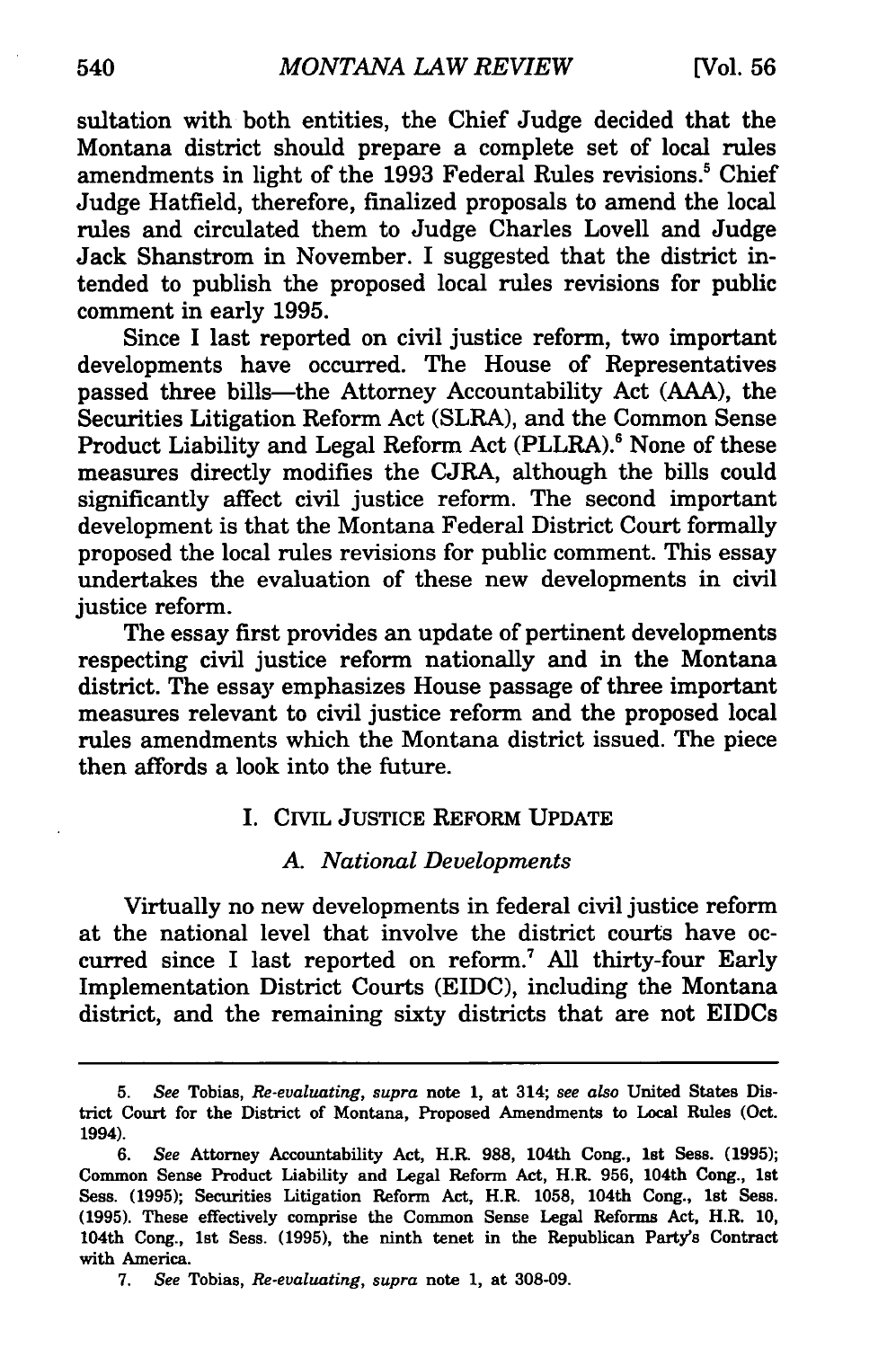sultation with both entities, the Chief Judge decided that the Montana district should prepare a complete set of local rules amendments in light of the 1993 Federal Rules revisions.[5] Chief Judge Hatfield, therefore, finalized proposals to amend the local rules and circulated them to Judge Charles Lovell and Judge Jack Shanstrom in November. I suggested that the district intended to publish the proposed local rules revisions for public comment in early 1995.

Since I last reported on civil justice reform, two important developments have occurred. The House of Representatives passed three bills—the Attorney Accountability Act (AAA), the Securities Litigation Reform Act (SLRA), and the Common Sense Product Liability and Legal Reform Act (PLLRA).[6] None of these measures directly modifies the CJRA, although the bills could significantly affect civil justice reform. The second important development is that the Montana Federal District Court formally proposed the local rules revisions for public comment. This essay undertakes the evaluation of these new developments in civil justice reform.

The essay first provides an update of pertinent developments respecting civil justice reform nationally and in the Montana district. The essay emphasizes House passage of three important measures relevant to civil justice reform and the proposed local rules amendments which the Montana district issued. The piece then affords a look into the future.

## I. CIVIL JUSTICE REFORM UPDATE

### A. *National Developments*

Virtually no new developments in federal civil justice reform at the national level that involve the district courts have occurred since I last reported on reform.[7] All thirty-four Early Implementation District Courts (EIDC), including the Montana district, and the remaining sixty districts that are not EIDCs

---

5. *See* Tobias, *Re-evaluating*, *supra* note 1, at 314; *see also* United States District Court for the District of Montana, Proposed Amendments to Local Rules (Oct. 1994).

6. *See* Attorney Accountability Act, H.R. 988, 104th Cong., 1st Sess. (1995); Common Sense Product Liability and Legal Reform Act, H.R. 956, 104th Cong., 1st Sess. (1995); Securities Litigation Reform Act, H.R. 1058, 104th Cong., 1st Sess. (1995). These effectively comprise the Common Sense Legal Reforms Act, H.R. 10, 104th Cong., 1st Sess. (1995), the ninth tenet in the Republican Party's Contract with America.

7. *See* Tobias, *Re-evaluating*, *supra* note 1, at 308-09.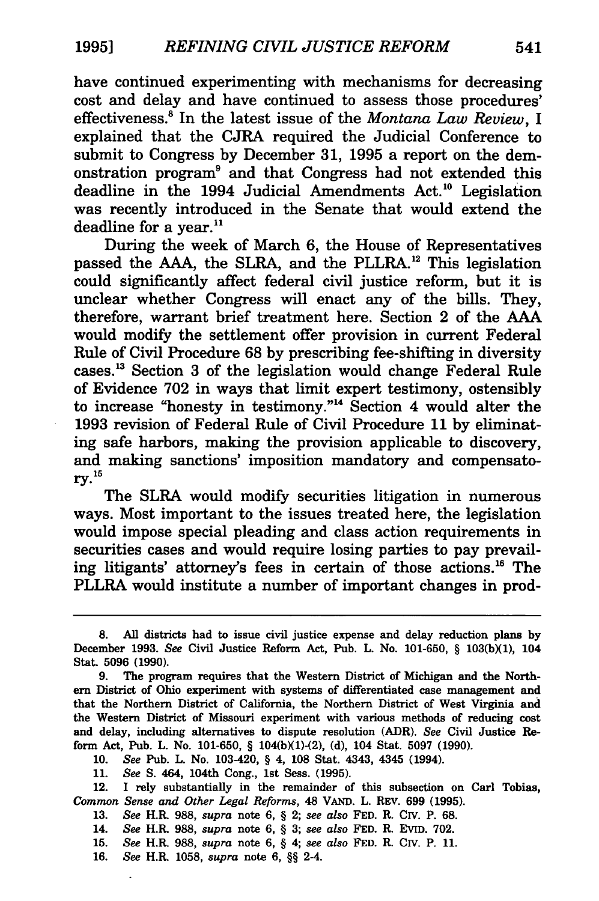have continued experimenting with mechanisms for decreasing cost and delay and have continued to assess those procedures' effectiveness.[8] In the latest issue of the *Montana Law Review*, I explained that the CJRA required the Judicial Conference to submit to Congress by December 31, 1995 a report on the demonstration program[9] and that Congress had not extended this deadline in the 1994 Judicial Amendments Act.[10] Legislation was recently introduced in the Senate that would extend the deadline for a year.[11]

During the week of March 6, the House of Representatives passed the AAA, the SLRA, and the PLLRA.[12] This legislation could significantly affect federal civil justice reform, but it is unclear whether Congress will enact any of the bills. They, therefore, warrant brief treatment here. Section 2 of the AAA would modify the settlement offer provision in current Federal Rule of Civil Procedure 68 by prescribing fee-shifting in diversity cases.[13] Section 3 of the legislation would change Federal Rule of Evidence 702 in ways that limit expert testimony, ostensibly to increase "honesty in testimony."[14] Section 4 would alter the 1993 revision of Federal Rule of Civil Procedure 11 by eliminating safe harbors, making the provision applicable to discovery, and making sanctions' imposition mandatory and compensatory.[15]

The SLRA would modify securities litigation in numerous ways. Most important to the issues treated here, the legislation would impose special pleading and class action requirements in securities cases and would require losing parties to pay prevailing litigants' attorney's fees in certain of those actions.[16] The PLLRA would institute a number of important changes in prod-

---

8. All districts had to issue civil justice expense and delay reduction plans by December 1993. *See* Civil Justice Reform Act, Pub. L. No. 101-650, § 103(b)(1), 104 Stat. 5096 (1990).

9. The program requires that the Western District of Michigan and the Northern District of Ohio experiment with systems of differentiated case management and that the Northern District of California, the Northern District of West Virginia and the Western District of Missouri experiment with various methods of reducing cost and delay, including alternatives to dispute resolution (ADR). *See* Civil Justice Reform Act, Pub. L. No. 101-650, § 104(b)(1)-(2), (d), 104 Stat. 5097 (1990).

10. *See* Pub. L. No. 103-420, § 4, 108 Stat. 4343, 4345 (1994).

11. *See* S. 464, 104th Cong., 1st Sess. (1995).

12. I rely substantially in the remainder of this subsection on Carl Tobias, *Common Sense and Other Legal Reforms*, 48 VAND. L. REV. 699 (1995).

13. *See* H.R. 988, *supra* note 6, § 2; *see also* FED. R. CIV. P. 68.

14. *See* H.R. 988, *supra* note 6, § 3; *see also* FED. R. EVID. 702.

15. *See* H.R. 988, *supra* note 6, § 4; *see also* FED. R. CIV. P. 11.

16. *See* H.R. 1058, *supra* note 6, §§ 2-4.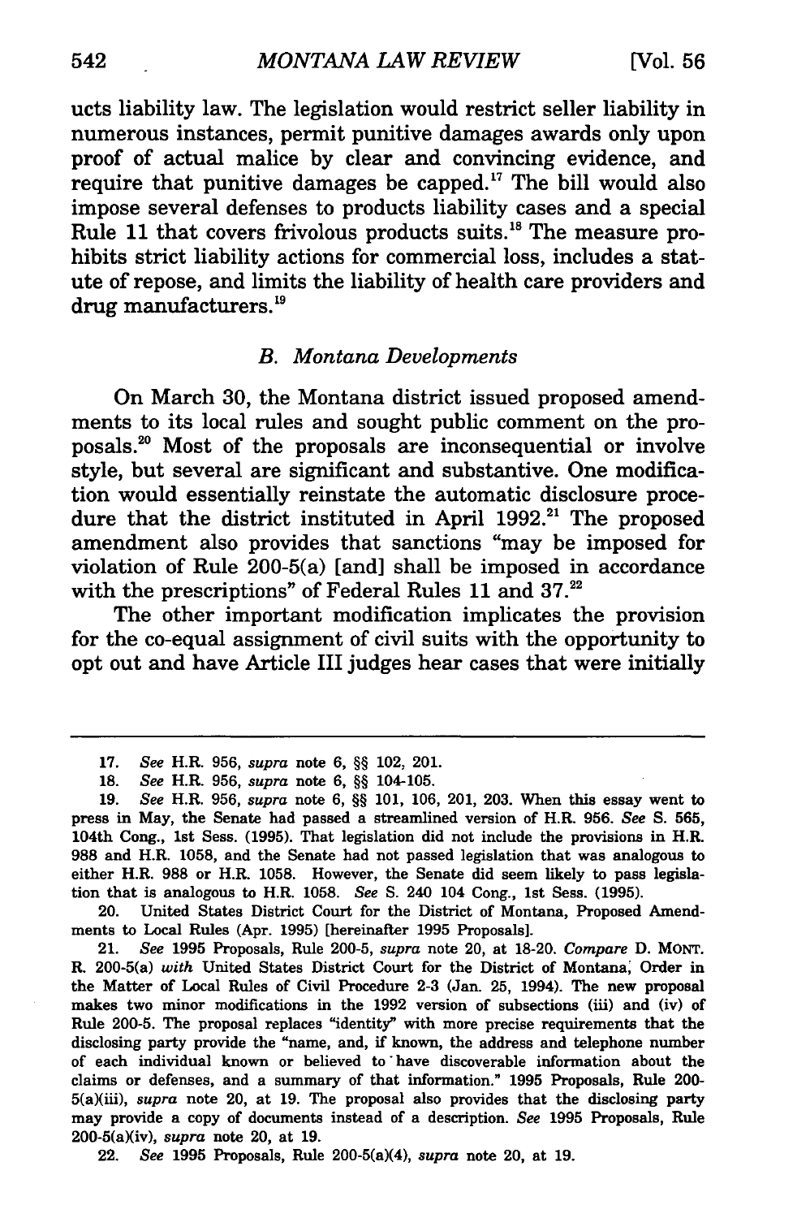ucts liability law. The legislation would restrict seller liability in numerous instances, permit punitive damages awards only upon proof of actual malice by clear and convincing evidence, and require that punitive damages be capped.[17] The bill would also impose several defenses to products liability cases and a special Rule 11 that covers frivolous products suits.[18] The measure prohibits strict liability actions for commercial loss, includes a statute of repose, and limits the liability of health care providers and drug manufacturers.[19]

### *B. Montana Developments*

On March 30, the Montana district issued proposed amendments to its local rules and sought public comment on the proposals.[20] Most of the proposals are inconsequential or involve style, but several are significant and substantive. One modification would essentially reinstate the automatic disclosure procedure that the district instituted in April 1992.[21] The proposed amendment also provides that sanctions "may be imposed for violation of Rule 200-5(a) [and] shall be imposed in accordance with the prescriptions" of Federal Rules 11 and 37.[22]

The other important modification implicates the provision for the co-equal assignment of civil suits with the opportunity to opt out and have Article III judges hear cases that were initially

---

17. *See* H.R. 956, *supra* note 6, §§ 102, 201.

18. *See* H.R. 956, *supra* note 6, §§ 104-105.

19. *See* H.R. 956, *supra* note 6, §§ 101, 106, 201, 203. When this essay went to press in May, the Senate had passed a streamlined version of H.R. 956. *See* S. 565, 104th Cong., 1st Sess. (1995). That legislation did not include the provisions in H.R. 988 and H.R. 1058, and the Senate had not passed legislation that was analogous to either H.R. 988 or H.R. 1058. However, the Senate did seem likely to pass legislation that is analogous to H.R. 1058. *See* S. 240 104 Cong., 1st Sess. (1995).

20. United States District Court for the District of Montana, Proposed Amendments to Local Rules (Apr. 1995) [hereinafter 1995 Proposals].

21. *See* 1995 Proposals, Rule 200-5, *supra* note 20, at 18-20. *Compare* D. MONT. R. 200-5(a) *with* United States District Court for the District of Montana, Order in the Matter of Local Rules of Civil Procedure 2-3 (Jan. 25, 1994). The new proposal makes two minor modifications in the 1992 version of subsections (iii) and (iv) of Rule 200-5. The proposal replaces "identity" with more precise requirements that the disclosing party provide the "name, and, if known, the address and telephone number of each individual known or believed to have discoverable information about the claims or defenses, and a summary of that information." 1995 Proposals, Rule 200-5(a)(iii), *supra* note 20, at 19. The proposal also provides that the disclosing party may provide a copy of documents instead of a description. *See* 1995 Proposals, Rule 200-5(a)(iv), *supra* note 20, at 19.

22. *See* 1995 Proposals, Rule 200-5(a)(4), *supra* note 20, at 19.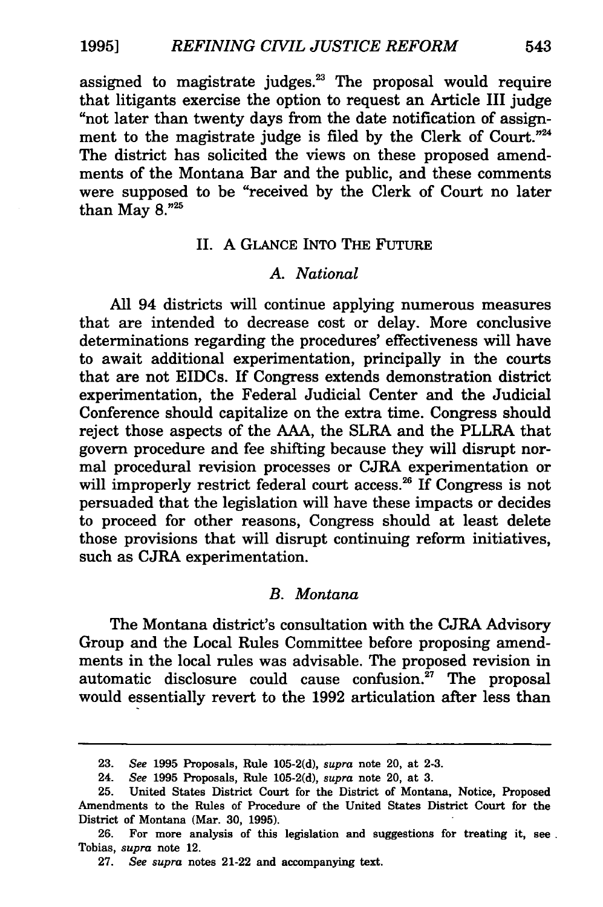assigned to magistrate judges.[23] The proposal would require that litigants exercise the option to request an Article III judge "not later than twenty days from the date notification of assignment to the magistrate judge is filed by the Clerk of Court."[24] The district has solicited the views on these proposed amendments of the Montana Bar and the public, and these comments were supposed to be "received by the Clerk of Court no later than May 8."[25]

## II. A GLANCE INTO THE FUTURE

### A. National

All 94 districts will continue applying numerous measures that are intended to decrease cost or delay. More conclusive determinations regarding the procedures' effectiveness will have to await additional experimentation, principally in the courts that are not EIDCs. If Congress extends demonstration district experimentation, the Federal Judicial Center and the Judicial Conference should capitalize on the extra time. Congress should reject those aspects of the AAA, the SLRA and the PLLRA that govern procedure and fee shifting because they will disrupt normal procedural revision processes or CJRA experimentation or will improperly restrict federal court access.[26] If Congress is not persuaded that the legislation will have these impacts or decides to proceed for other reasons, Congress should at least delete those provisions that will disrupt continuing reform initiatives, such as CJRA experimentation.

### B. Montana

The Montana district's consultation with the CJRA Advisory Group and the Local Rules Committee before proposing amendments in the local rules was advisable. The proposed revision in automatic disclosure could cause confusion.[27] The proposal would essentially revert to the 1992 articulation after less than

---

23. *See* 1995 Proposals, Rule 105-2(d), *supra* note 20, at 2-3.

24. *See* 1995 Proposals, Rule 105-2(d), *supra* note 20, at 3.

25. United States District Court for the District of Montana, Notice, Proposed Amendments to the Rules of Procedure of the United States District Court for the District of Montana (Mar. 30, 1995).

26. For more analysis of this legislation and suggestions for treating it, see Tobias, *supra* note 12.

27. *See supra* notes 21-22 and accompanying text.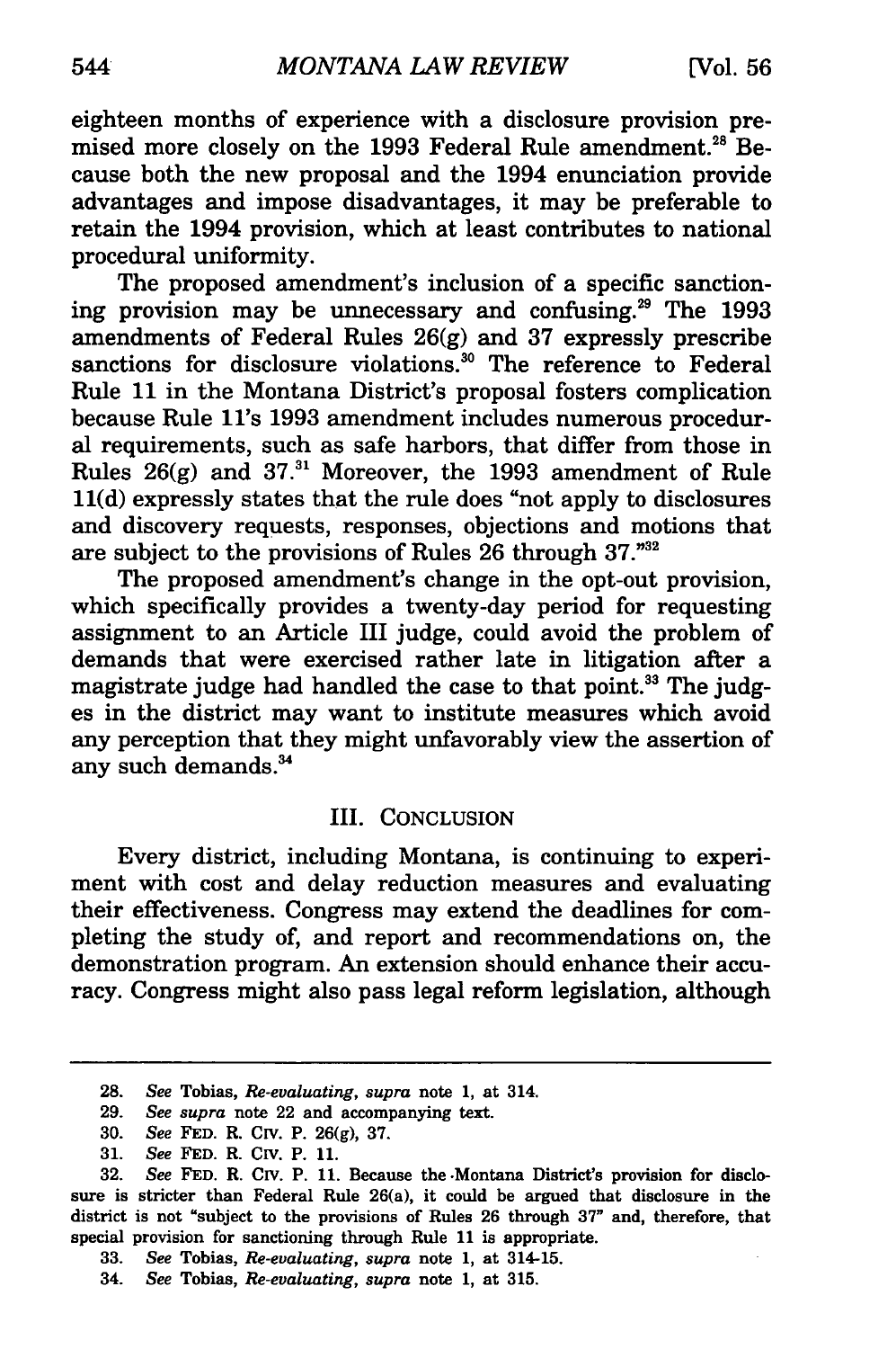eighteen months of experience with a disclosure provision premised more closely on the 1993 Federal Rule amendment.[28] Because both the new proposal and the 1994 enunciation provide advantages and impose disadvantages, it may be preferable to retain the 1994 provision, which at least contributes to national procedural uniformity.

The proposed amendment's inclusion of a specific sanctioning provision may be unnecessary and confusing.[29] The 1993 amendments of Federal Rules 26(g) and 37 expressly prescribe sanctions for disclosure violations.[30] The reference to Federal Rule 11 in the Montana District's proposal fosters complication because Rule 11's 1993 amendment includes numerous procedural requirements, such as safe harbors, that differ from those in Rules 26(g) and 37.[31] Moreover, the 1993 amendment of Rule 11(d) expressly states that the rule does "not apply to disclosures and discovery requests, responses, objections and motions that are subject to the provisions of Rules 26 through 37."[32]

The proposed amendment's change in the opt-out provision, which specifically provides a twenty-day period for requesting assignment to an Article III judge, could avoid the problem of demands that were exercised rather late in litigation after a magistrate judge had handled the case to that point.[33] The judges in the district may want to institute measures which avoid any perception that they might unfavorably view the assertion of any such demands.[34]

## III. CONCLUSION

Every district, including Montana, is continuing to experiment with cost and delay reduction measures and evaluating their effectiveness. Congress may extend the deadlines for completing the study of, and report and recommendations on, the demonstration program. An extension should enhance their accuracy. Congress might also pass legal reform legislation, although

---

28. *See* Tobias, *Re-evaluating*, *supra* note 1, at 314.

29. *See supra* note 22 and accompanying text.

30. *See* FED. R. CIV. P. 26(g), 37.

31. *See* FED. R. CIV. P. 11.

32. *See* FED. R. CIV. P. 11. Because the Montana District's provision for disclosure is stricter than Federal Rule 26(a), it could be argued that disclosure in the district is not "subject to the provisions of Rules 26 through 37" and, therefore, that special provision for sanctioning through Rule 11 is appropriate.

33. *See* Tobias, *Re-evaluating*, *supra* note 1, at 314-15.

34. *See* Tobias, *Re-evaluating*, *supra* note 1, at 315.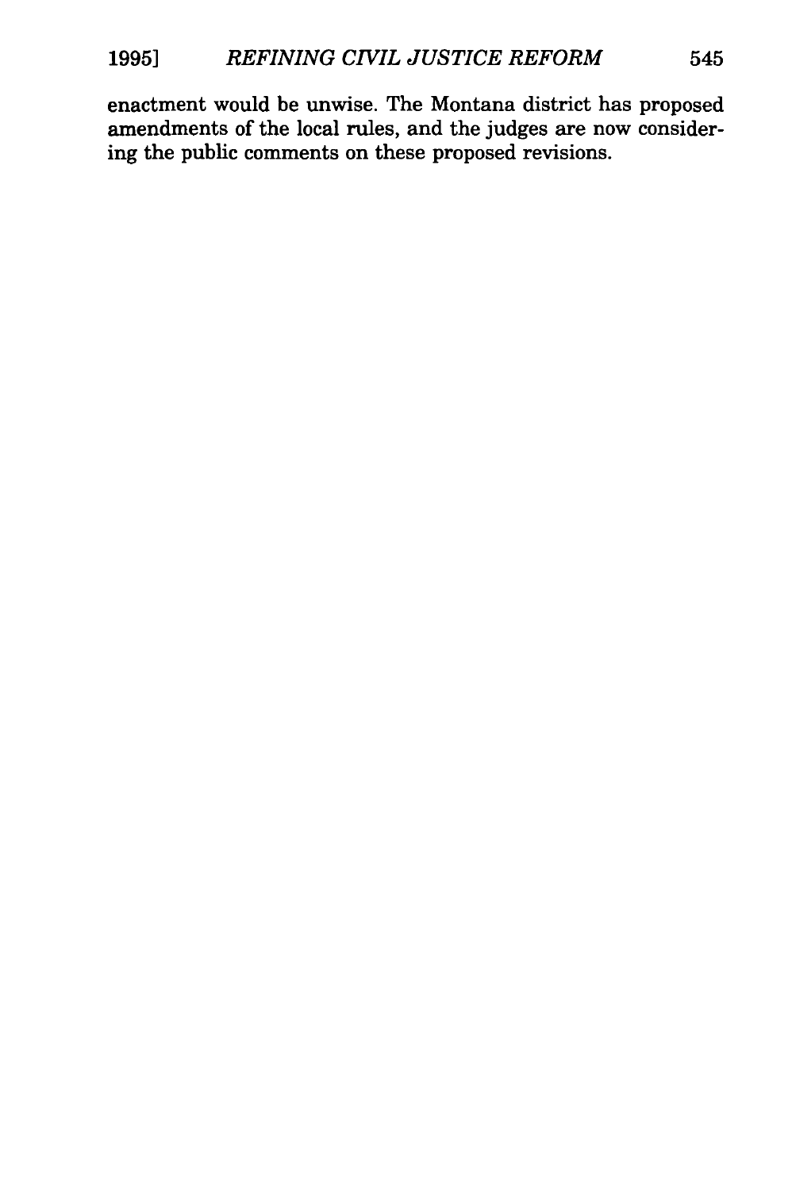enactment would be unwise. The Montana district has proposed amendments of the local rules, and the judges are now considering the public comments on these proposed revisions.